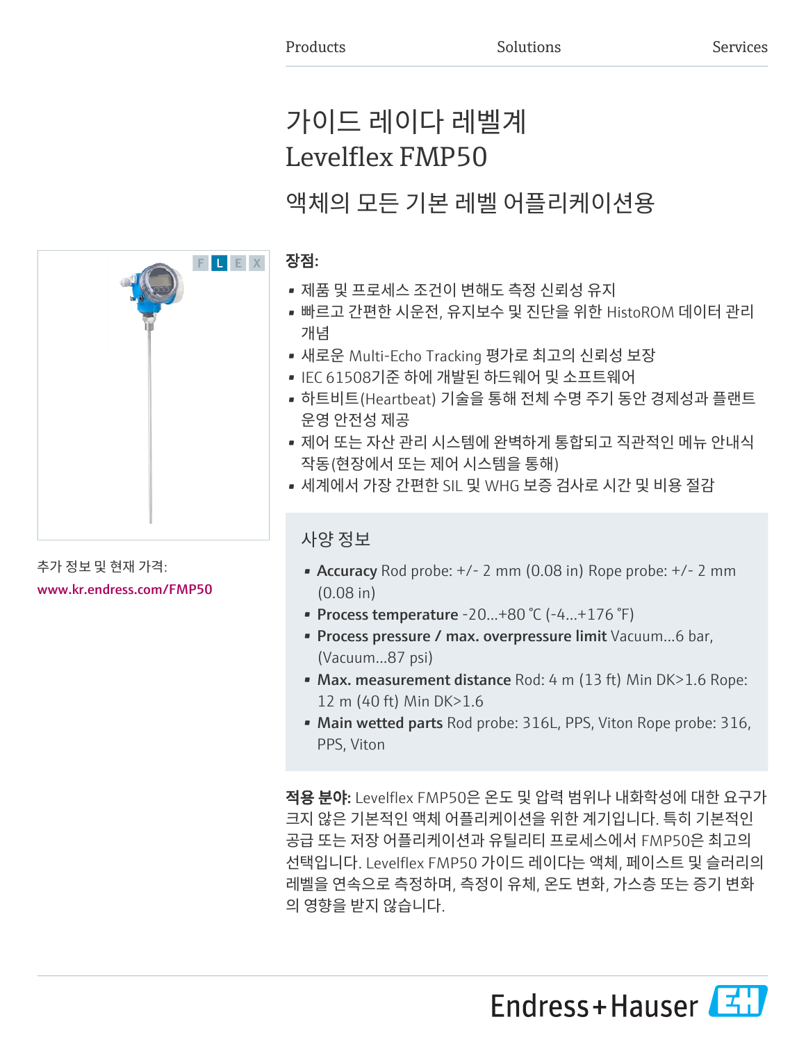Products Solutions Services

# 가이드 레이다 레벨계
# Levelflex FMP50

## 액체의 모든 기본 레벨 어플리케이션용

추가 정보 및 현재 가격:
www.kr.endress.com/FMP50

### 장점:

- 제품 및 프로세스 조건이 변해도 측정 신뢰성 유지
- 빠르고 간편한 시운전, 유지보수 및 진단을 위한 HistoROM 데이터 관리 개념
- 새로운 Multi-Echo Tracking 평가로 최고의 신뢰성 보장
- IEC 61508기준 하에 개발된 하드웨어 및 소프트웨어
- 하트비트(Heartbeat) 기술을 통해 전체 수명 주기 동안 경제성과 플랜트 운영 안전성 제공
- 제어 또는 자산 관리 시스템에 완벽하게 통합되고 직관적인 메뉴 안내식 작동(현장에서 또는 제어 시스템을 통해)
- 세계에서 가장 간편한 SIL 및 WHG 보증 검사로 시간 및 비용 절감

### 사양 정보

- **Accuracy** Rod probe: +/- 2 mm (0.08 in) Rope probe: +/- 2 mm (0.08 in)
- **Process temperature** -20...+80 °C (-4...+176 °F)
- **Process pressure / max. overpressure limit** Vacuum...6 bar, (Vacuum...87 psi)
- **Max. measurement distance** Rod: 4 m (13 ft) Min DK>1.6 Rope: 12 m (40 ft) Min DK>1.6
- **Main wetted parts** Rod probe: 316L, PPS, Viton Rope probe: 316, PPS, Viton

**적용 분야:** Levelflex FMP50은 온도 및 압력 범위나 내화학성에 대한 요구가 크지 않은 기본적인 액체 어플리케이션을 위한 계기입니다. 특히 기본적인 공급 또는 저장 어플리케이션과 유틸리티 프로세스에서 FMP50은 최고의 선택입니다. Levelflex FMP50 가이드 레이다는 액체, 페이스트 및 슬러리의 레벨을 연속으로 측정하며, 측정이 유체, 온도 변화, 가스층 또는 증기 변화의 영향을 받지 않습니다.

Endress+Hauser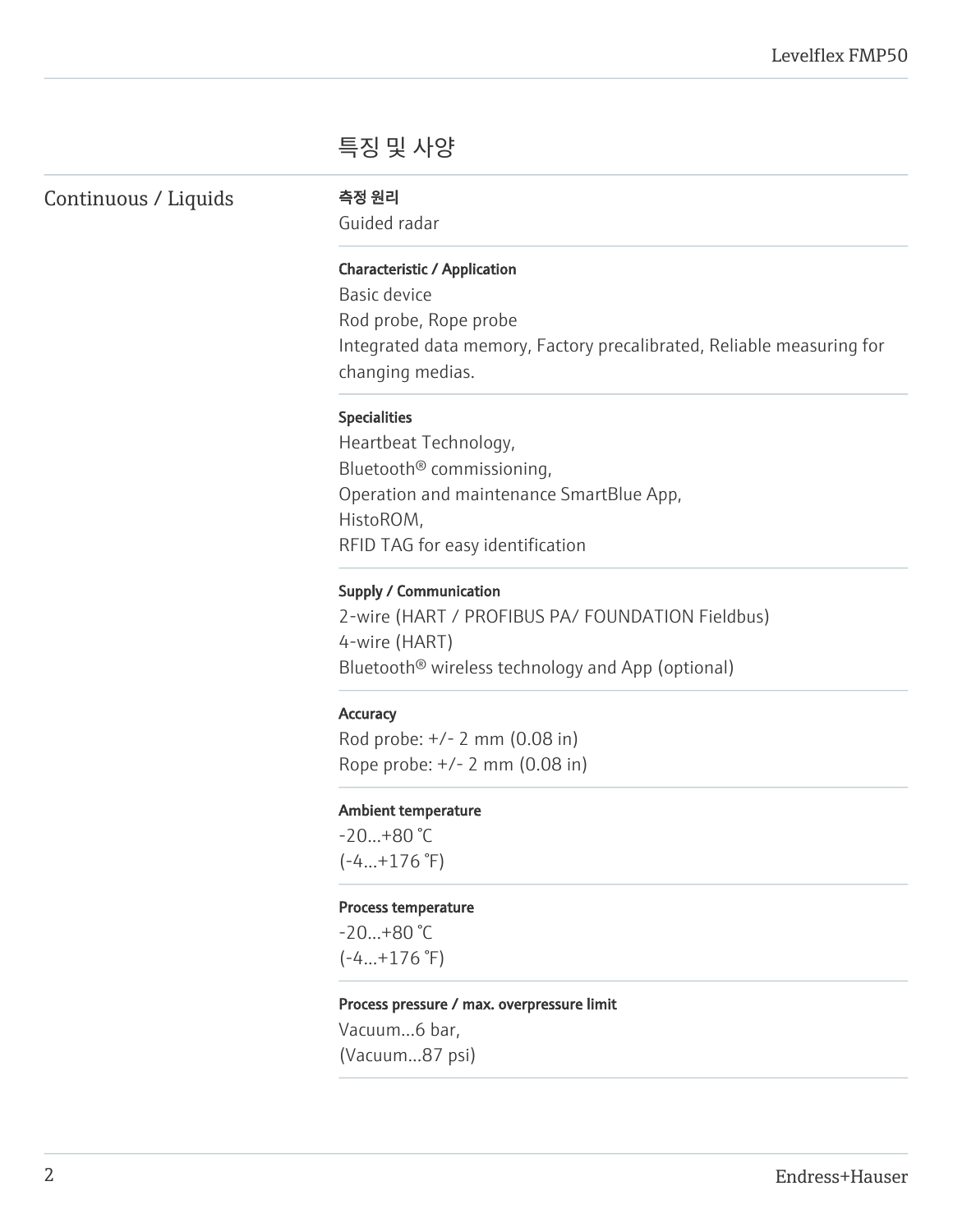# 특징 및 사양

## Continuous / Liquids

**측정 원리**

Guided radar

**Characteristic / Application**

Basic device
Rod probe, Rope probe
Integrated data memory, Factory precalibrated, Reliable measuring for changing medias.

**Specialities**

Heartbeat Technology,
Bluetooth® commissioning,
Operation and maintenance SmartBlue App,
HistoROM,
RFID TAG for easy identification

**Supply / Communication**

2-wire (HART / PROFIBUS PA/ FOUNDATION Fieldbus)
4-wire (HART)
Bluetooth® wireless technology and App (optional)

**Accuracy**

Rod probe: +/- 2 mm (0.08 in)
Rope probe: +/- 2 mm (0.08 in)

**Ambient temperature**

-20...+80 °C
(-4...+176 °F)

**Process temperature**

-20...+80 °C
(-4...+176 °F)

**Process pressure / max. overpressure limit**

Vacuum...6 bar,
(Vacuum...87 psi)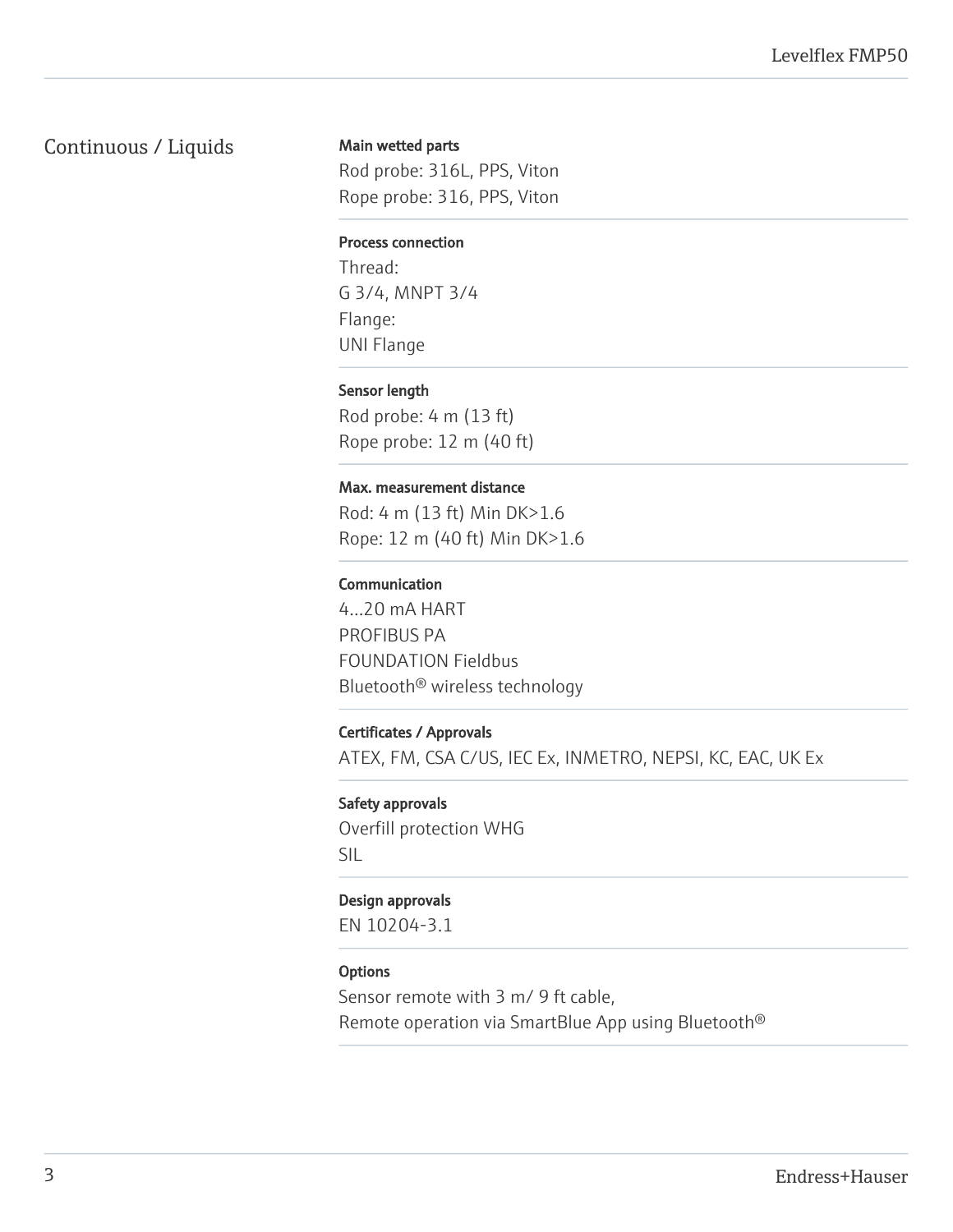## Continuous / Liquids

**Main wetted parts**

Rod probe: 316L, PPS, Viton
Rope probe: 316, PPS, Viton

**Process connection**

Thread:
G 3/4, MNPT 3/4
Flange:
UNI Flange

**Sensor length**

Rod probe: 4 m (13 ft)
Rope probe: 12 m (40 ft)

**Max. measurement distance**

Rod: 4 m (13 ft) Min DK>1.6
Rope: 12 m (40 ft) Min DK>1.6

**Communication**

4...20 mA HART
PROFIBUS PA
FOUNDATION Fieldbus
Bluetooth® wireless technology

**Certificates / Approvals**

ATEX, FM, CSA C/US, IEC Ex, INMETRO, NEPSI, KC, EAC, UK Ex

**Safety approvals**

Overfill protection WHG
SIL

**Design approvals**

EN 10204-3.1

**Options**

Sensor remote with 3 m/ 9 ft cable,
Remote operation via SmartBlue App using Bluetooth®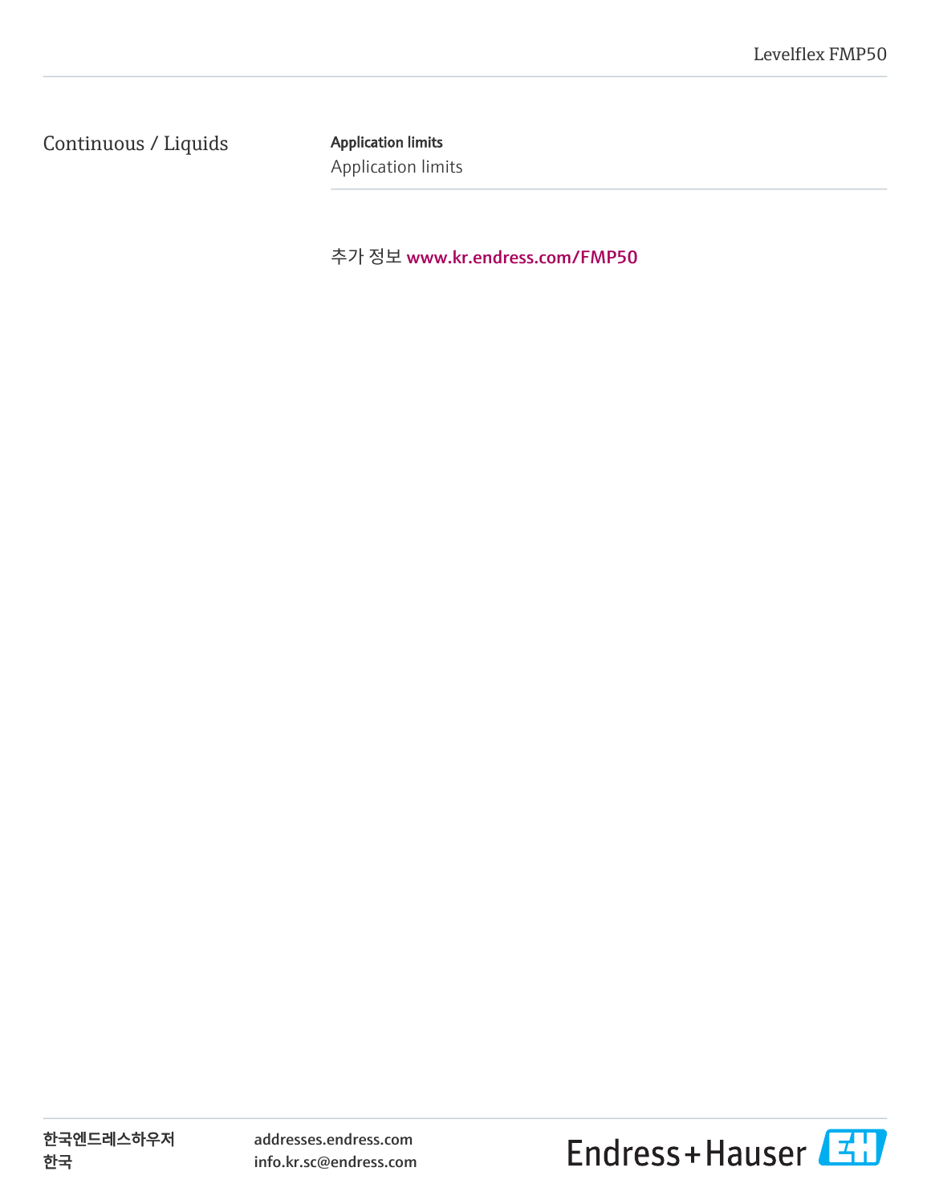Continuous / Liquids

**Application limits**

Application limits

추가 정보 www.kr.endress.com/FMP50

한국엔드레스하우저
한국

addresses.endress.com
info.kr.sc@endress.com

Endress+Hauser